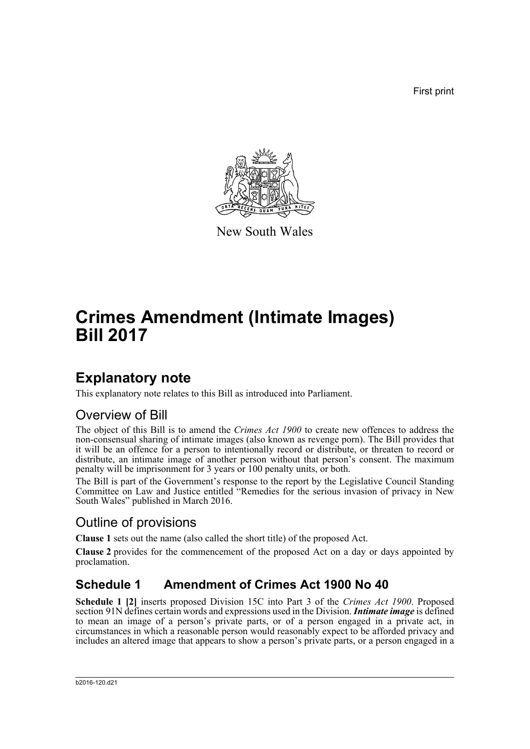First print

New South Wales

# Crimes Amendment (Intimate Images) Bill 2017

## Explanatory note

This explanatory note relates to this Bill as introduced into Parliament.

### Overview of Bill

The object of this Bill is to amend the *Crimes Act 1900* to create new offences to address the non-consensual sharing of intimate images (also known as revenge porn). The Bill provides that it will be an offence for a person to intentionally record or distribute, or threaten to record or distribute, an intimate image of another person without that person's consent. The maximum penalty will be imprisonment for 3 years or 100 penalty units, or both.

The Bill is part of the Government's response to the report by the Legislative Council Standing Committee on Law and Justice entitled "Remedies for the serious invasion of privacy in New South Wales" published in March 2016.

### Outline of provisions

**Clause 1** sets out the name (also called the short title) of the proposed Act.

**Clause 2** provides for the commencement of the proposed Act on a day or days appointed by proclamation.

### Schedule 1 Amendment of Crimes Act 1900 No 40

**Schedule 1 [2]** inserts proposed Division 15C into Part 3 of the *Crimes Act 1900*. Proposed section 91N defines certain words and expressions used in the Division. ***Intimate image*** is defined to mean an image of a person's private parts, or of a person engaged in a private act, in circumstances in which a reasonable person would reasonably expect to be afforded privacy and includes an altered image that appears to show a person's private parts, or a person engaged in a

b2016-120.d21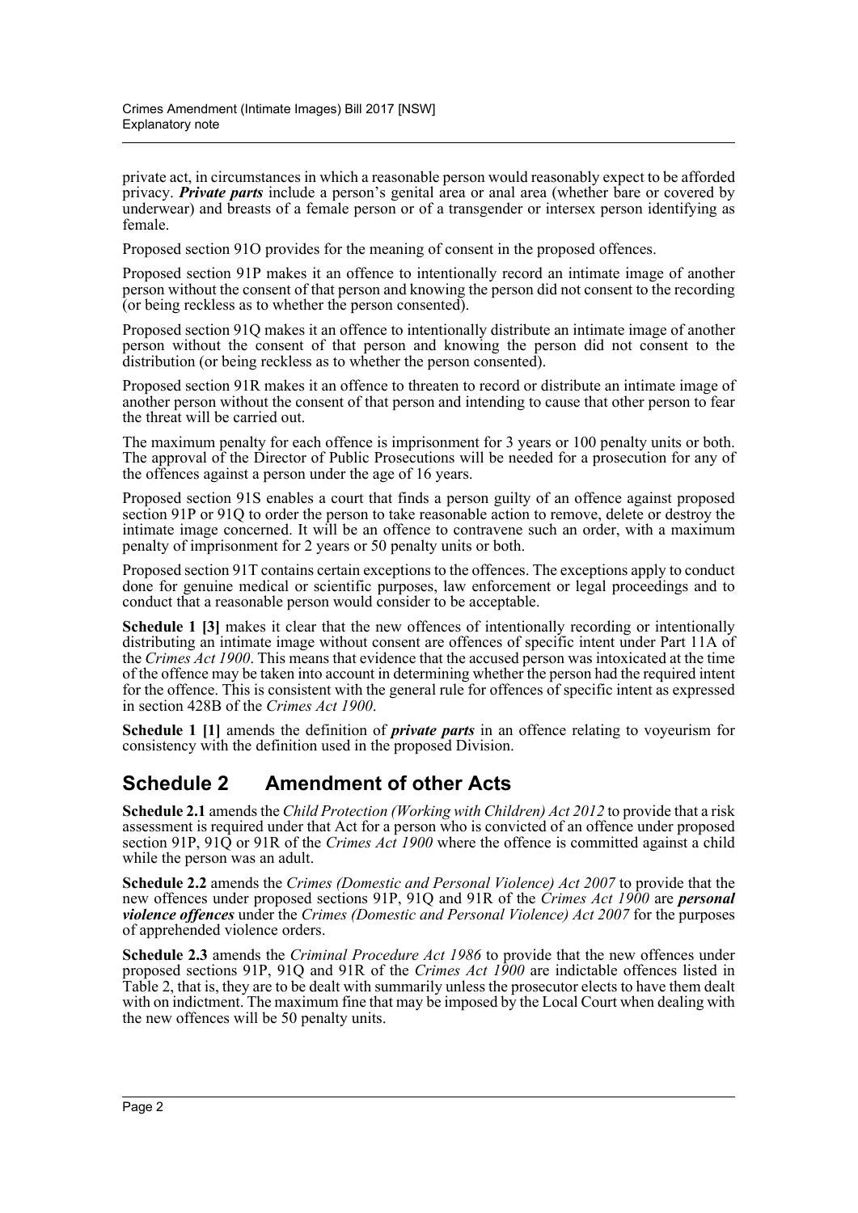private act, in circumstances in which a reasonable person would reasonably expect to be afforded privacy. ***Private parts*** include a person's genital area or anal area (whether bare or covered by underwear) and breasts of a female person or of a transgender or intersex person identifying as female.

Proposed section 91O provides for the meaning of consent in the proposed offences.

Proposed section 91P makes it an offence to intentionally record an intimate image of another person without the consent of that person and knowing the person did not consent to the recording (or being reckless as to whether the person consented).

Proposed section 91Q makes it an offence to intentionally distribute an intimate image of another person without the consent of that person and knowing the person did not consent to the distribution (or being reckless as to whether the person consented).

Proposed section 91R makes it an offence to threaten to record or distribute an intimate image of another person without the consent of that person and intending to cause that other person to fear the threat will be carried out.

The maximum penalty for each offence is imprisonment for 3 years or 100 penalty units or both. The approval of the Director of Public Prosecutions will be needed for a prosecution for any of the offences against a person under the age of 16 years.

Proposed section 91S enables a court that finds a person guilty of an offence against proposed section 91P or 91Q to order the person to take reasonable action to remove, delete or destroy the intimate image concerned. It will be an offence to contravene such an order, with a maximum penalty of imprisonment for 2 years or 50 penalty units or both.

Proposed section 91T contains certain exceptions to the offences. The exceptions apply to conduct done for genuine medical or scientific purposes, law enforcement or legal proceedings and to conduct that a reasonable person would consider to be acceptable.

**Schedule 1 [3]** makes it clear that the new offences of intentionally recording or intentionally distributing an intimate image without consent are offences of specific intent under Part 11A of the *Crimes Act 1900*. This means that evidence that the accused person was intoxicated at the time of the offence may be taken into account in determining whether the person had the required intent for the offence. This is consistent with the general rule for offences of specific intent as expressed in section 428B of the *Crimes Act 1900*.

**Schedule 1 [1]** amends the definition of ***private parts*** in an offence relating to voyeurism for consistency with the definition used in the proposed Division.

## Schedule 2 Amendment of other Acts

**Schedule 2.1** amends the *Child Protection (Working with Children) Act 2012* to provide that a risk assessment is required under that Act for a person who is convicted of an offence under proposed section 91P, 91Q or 91R of the *Crimes Act 1900* where the offence is committed against a child while the person was an adult.

**Schedule 2.2** amends the *Crimes (Domestic and Personal Violence) Act 2007* to provide that the new offences under proposed sections 91P, 91Q and 91R of the *Crimes Act 1900* are ***personal violence offences*** under the *Crimes (Domestic and Personal Violence) Act 2007* for the purposes of apprehended violence orders.

**Schedule 2.3** amends the *Criminal Procedure Act 1986* to provide that the new offences under proposed sections 91P, 91Q and 91R of the *Crimes Act 1900* are indictable offences listed in Table 2, that is, they are to be dealt with summarily unless the prosecutor elects to have them dealt with on indictment. The maximum fine that may be imposed by the Local Court when dealing with the new offences will be 50 penalty units.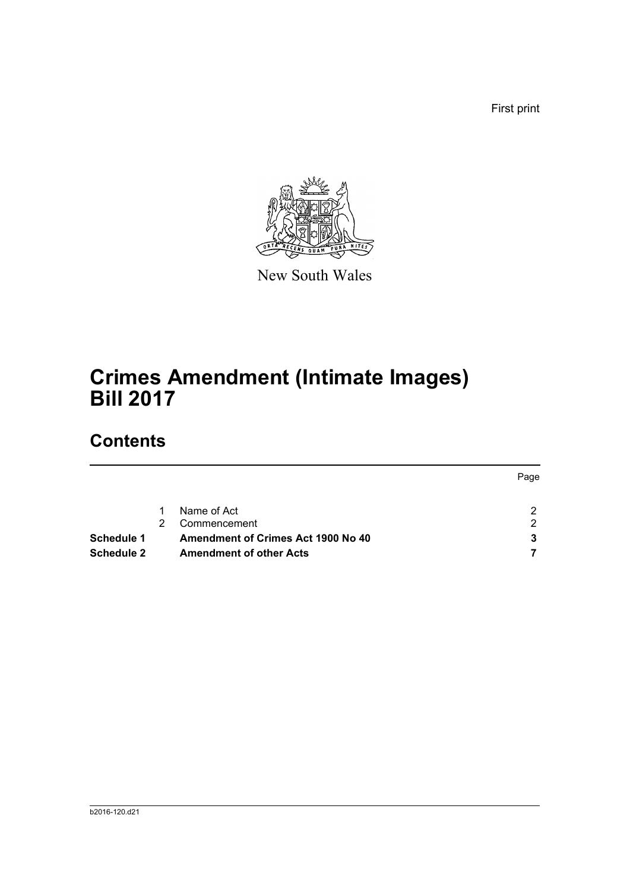First print

New South Wales

# Crimes Amendment (Intimate Images) Bill 2017

## Contents

| | | | Page |
|---|---|---|---|
| | 1 | Name of Act | 2 |
| | 2 | Commencement | 2 |
| **Schedule 1** | | **Amendment of Crimes Act 1900 No 40** | **3** |
| **Schedule 2** | | **Amendment of other Acts** | **7** |

b2016-120.d21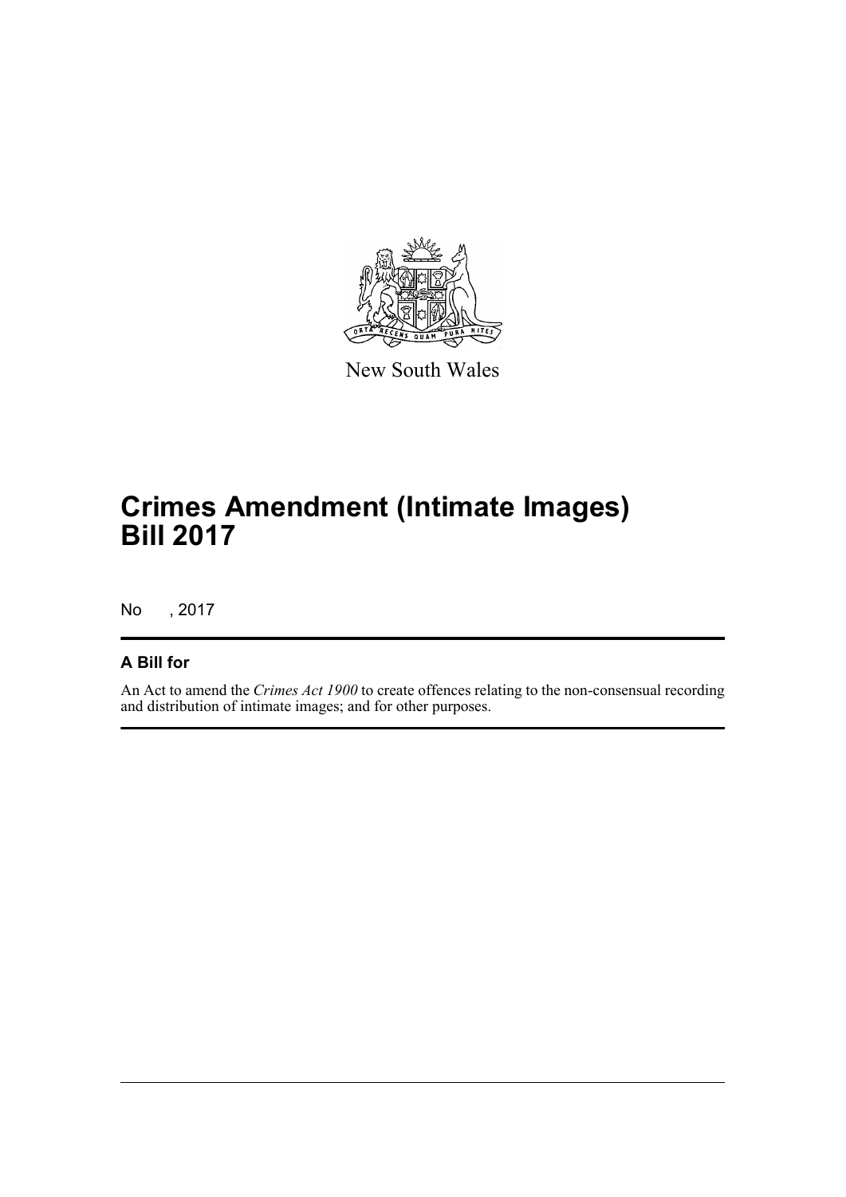New South Wales

# Crimes Amendment (Intimate Images) Bill 2017

No , 2017

## A Bill for

An Act to amend the *Crimes Act 1900* to create offences relating to the non-consensual recording and distribution of intimate images; and for other purposes.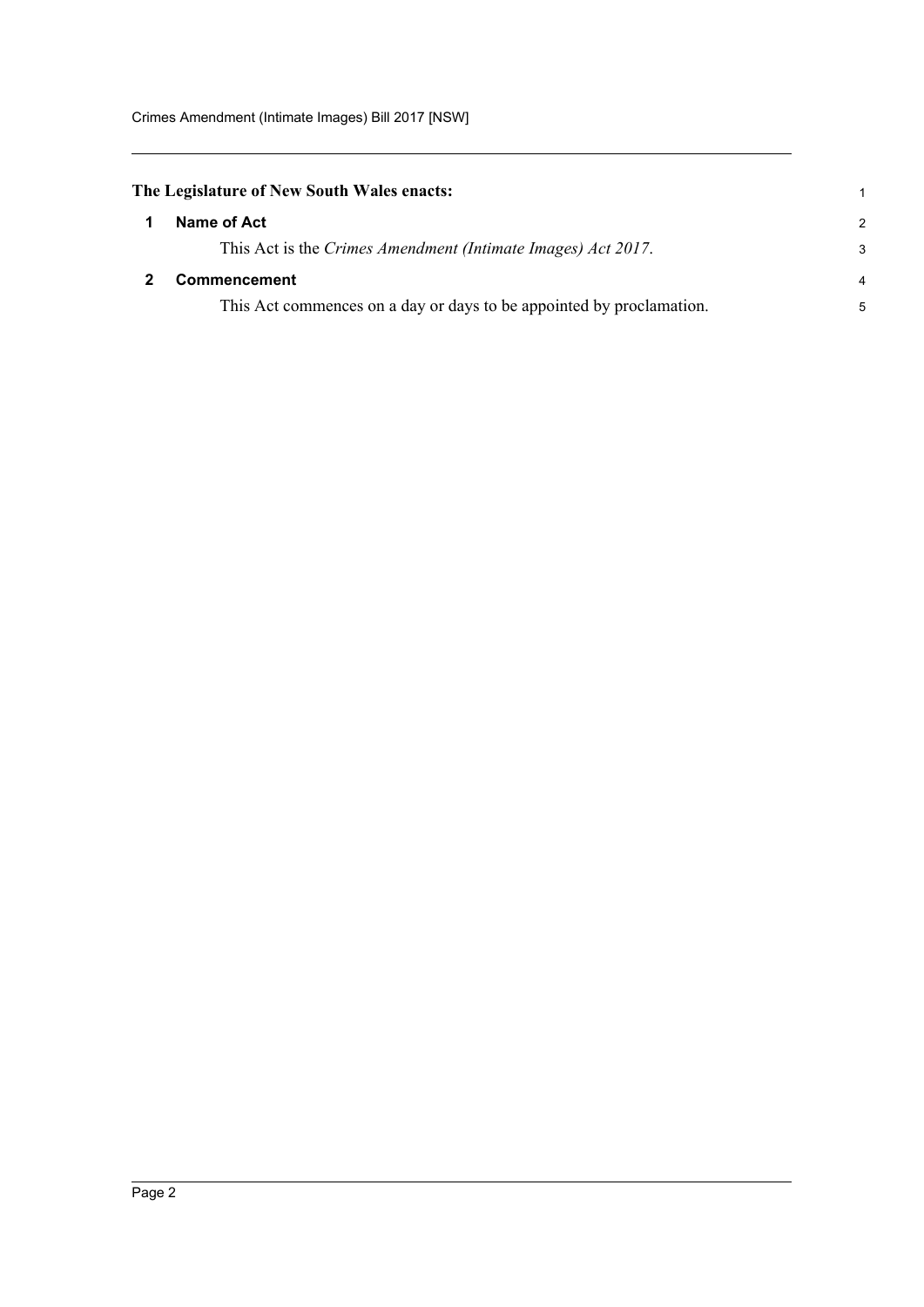**The Legislature of New South Wales enacts:**

## 1 Name of Act

This Act is the *Crimes Amendment (Intimate Images) Act 2017*.

## 2 Commencement

This Act commences on a day or days to be appointed by proclamation.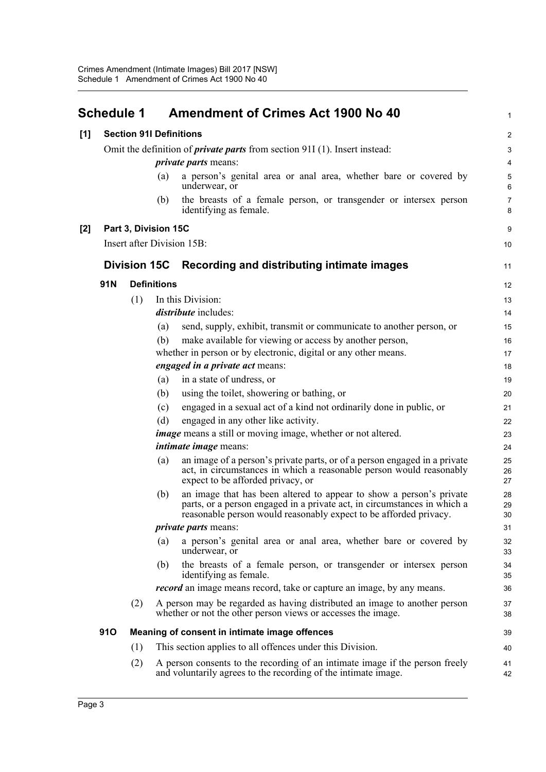## Schedule 1 Amendment of Crimes Act 1900 No 40

### [1] Section 91I Definitions

Omit the definition of ***private parts*** from section 91I (1). Insert instead:

***private parts*** means:

(a) a person's genital area or anal area, whether bare or covered by underwear, or

(b) the breasts of a female person, or transgender or intersex person identifying as female.

### [2] Part 3, Division 15C

Insert after Division 15B:

## Division 15C Recording and distributing intimate images

### 91N Definitions

(1) In this Division:

***distribute*** includes:

(a) send, supply, exhibit, transmit or communicate to another person, or

(b) make available for viewing or access by another person,

whether in person or by electronic, digital or any other means.

***engaged in a private act*** means:

(a) in a state of undress, or

(b) using the toilet, showering or bathing, or

(c) engaged in a sexual act of a kind not ordinarily done in public, or

(d) engaged in any other like activity.

***image*** means a still or moving image, whether or not altered.

***intimate image*** means:

(a) an image of a person's private parts, or of a person engaged in a private act, in circumstances in which a reasonable person would reasonably expect to be afforded privacy, or

(b) an image that has been altered to appear to show a person's private parts, or a person engaged in a private act, in circumstances in which a reasonable person would reasonably expect to be afforded privacy.

***private parts*** means:

(a) a person's genital area or anal area, whether bare or covered by underwear, or

(b) the breasts of a female person, or transgender or intersex person identifying as female.

***record*** an image means record, take or capture an image, by any means.

(2) A person may be regarded as having distributed an image to another person whether or not the other person views or accesses the image.

### 91O Meaning of consent in intimate image offences

(1) This section applies to all offences under this Division.

(2) A person consents to the recording of an intimate image if the person freely and voluntarily agrees to the recording of the intimate image.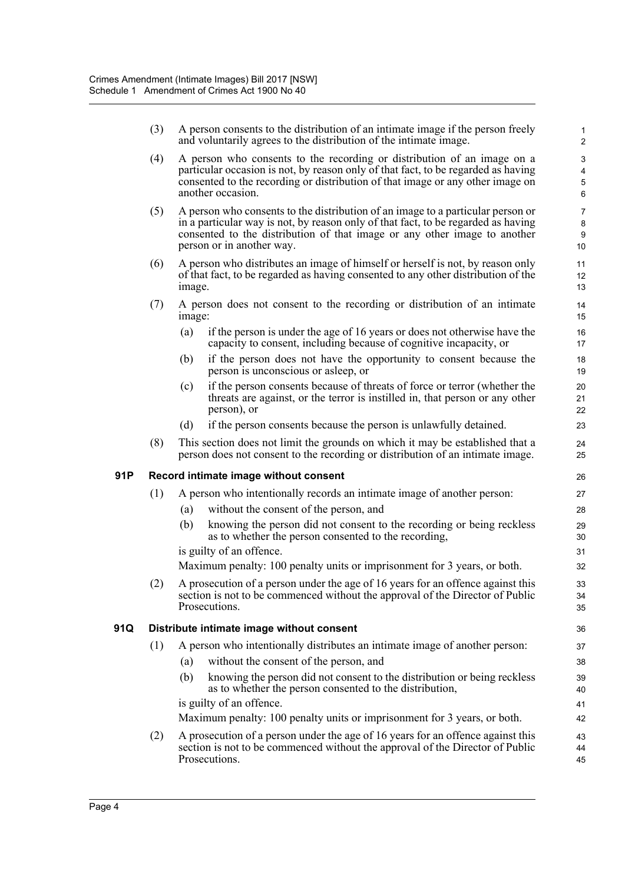(3) A person consents to the distribution of an intimate image if the person freely and voluntarily agrees to the distribution of the intimate image.

(4) A person who consents to the recording or distribution of an image on a particular occasion is not, by reason only of that fact, to be regarded as having consented to the recording or distribution of that image or any other image on another occasion.

(5) A person who consents to the distribution of an image to a particular person or in a particular way is not, by reason only of that fact, to be regarded as having consented to the distribution of that image or any other image to another person or in another way.

(6) A person who distributes an image of himself or herself is not, by reason only of that fact, to be regarded as having consented to any other distribution of the image.

(7) A person does not consent to the recording or distribution of an intimate image:

- (a) if the person is under the age of 16 years or does not otherwise have the capacity to consent, including because of cognitive incapacity, or
- (b) if the person does not have the opportunity to consent because the person is unconscious or asleep, or
- (c) if the person consents because of threats of force or terror (whether the threats are against, or the terror is instilled in, that person or any other person), or
- (d) if the person consents because the person is unlawfully detained.

(8) This section does not limit the grounds on which it may be established that a person does not consent to the recording or distribution of an intimate image.

### 91P Record intimate image without consent

(1) A person who intentionally records an intimate image of another person:

- (a) without the consent of the person, and
- (b) knowing the person did not consent to the recording or being reckless as to whether the person consented to the recording,

is guilty of an offence.

Maximum penalty: 100 penalty units or imprisonment for 3 years, or both.

(2) A prosecution of a person under the age of 16 years for an offence against this section is not to be commenced without the approval of the Director of Public Prosecutions.

### 91Q Distribute intimate image without consent

(1) A person who intentionally distributes an intimate image of another person:

- (a) without the consent of the person, and
- (b) knowing the person did not consent to the distribution or being reckless as to whether the person consented to the distribution,

is guilty of an offence.

Maximum penalty: 100 penalty units or imprisonment for 3 years, or both.

(2) A prosecution of a person under the age of 16 years for an offence against this section is not to be commenced without the approval of the Director of Public Prosecutions.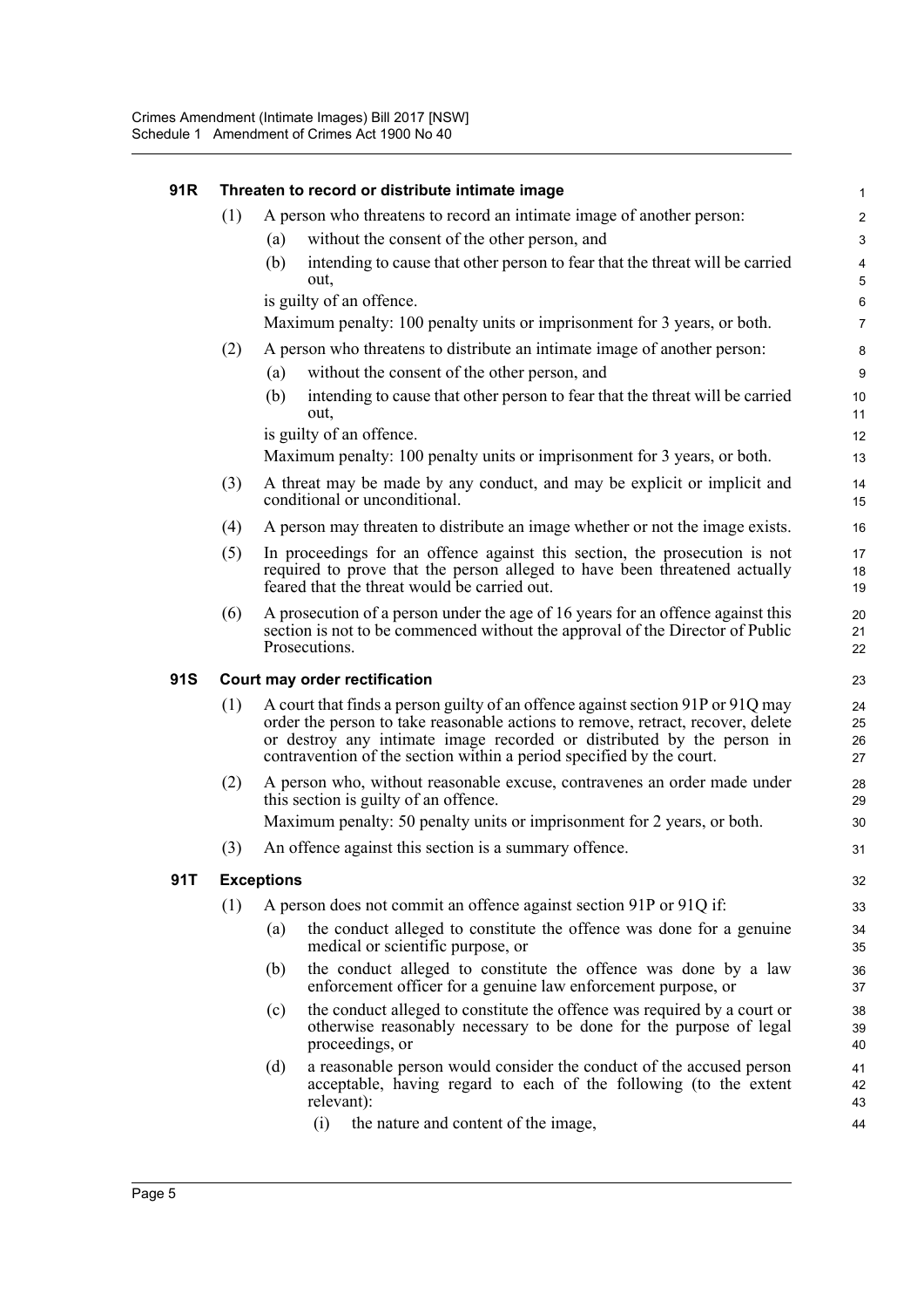### 91R Threaten to record or distribute intimate image

(1) A person who threatens to record an intimate image of another person:

- (a) without the consent of the other person, and
- (b) intending to cause that other person to fear that the threat will be carried out,

is guilty of an offence.

Maximum penalty: 100 penalty units or imprisonment for 3 years, or both.

(2) A person who threatens to distribute an intimate image of another person:

- (a) without the consent of the other person, and
- (b) intending to cause that other person to fear that the threat will be carried out,

is guilty of an offence.

Maximum penalty: 100 penalty units or imprisonment for 3 years, or both.

(3) A threat may be made by any conduct, and may be explicit or implicit and conditional or unconditional.

(4) A person may threaten to distribute an image whether or not the image exists.

(5) In proceedings for an offence against this section, the prosecution is not required to prove that the person alleged to have been threatened actually feared that the threat would be carried out.

(6) A prosecution of a person under the age of 16 years for an offence against this section is not to be commenced without the approval of the Director of Public Prosecutions.

### 91S Court may order rectification

(1) A court that finds a person guilty of an offence against section 91P or 91Q may order the person to take reasonable actions to remove, retract, recover, delete or destroy any intimate image recorded or distributed by the person in contravention of the section within a period specified by the court.

(2) A person who, without reasonable excuse, contravenes an order made under this section is guilty of an offence.

Maximum penalty: 50 penalty units or imprisonment for 2 years, or both.

(3) An offence against this section is a summary offence.

### 91T Exceptions

(1) A person does not commit an offence against section 91P or 91Q if:

- (a) the conduct alleged to constitute the offence was done for a genuine medical or scientific purpose, or
- (b) the conduct alleged to constitute the offence was done by a law enforcement officer for a genuine law enforcement purpose, or
- (c) the conduct alleged to constitute the offence was required by a court or otherwise reasonably necessary to be done for the purpose of legal proceedings, or
- (d) a reasonable person would consider the conduct of the accused person acceptable, having regard to each of the following (to the extent relevant):
  - (i) the nature and content of the image,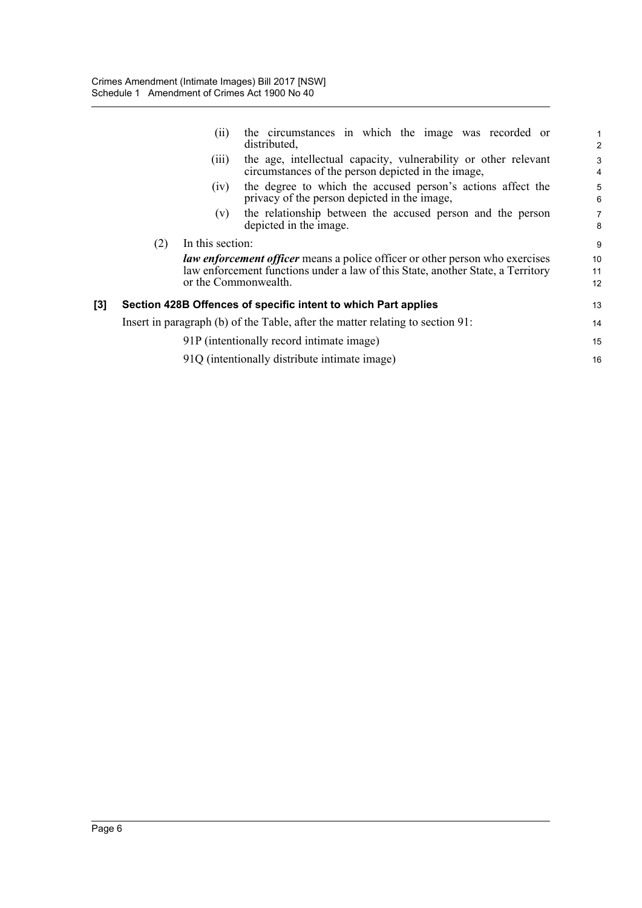(ii) the circumstances in which the image was recorded or distributed,

(iii) the age, intellectual capacity, vulnerability or other relevant circumstances of the person depicted in the image,

(iv) the degree to which the accused person's actions affect the privacy of the person depicted in the image,

(v) the relationship between the accused person and the person depicted in the image.

(2) In this section:

***law enforcement officer*** means a police officer or other person who exercises law enforcement functions under a law of this State, another State, a Territory or the Commonwealth.

### [3] Section 428B Offences of specific intent to which Part applies

Insert in paragraph (b) of the Table, after the matter relating to section 91:

91P (intentionally record intimate image)

91Q (intentionally distribute intimate image)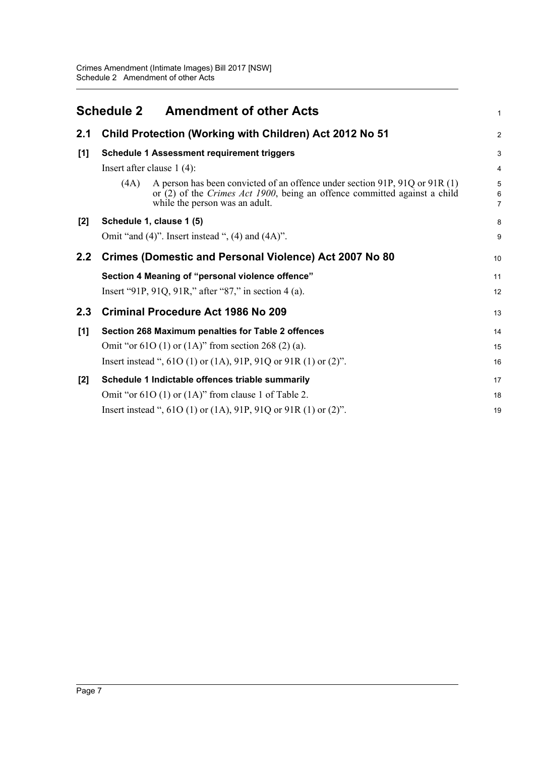# Schedule 2 Amendment of other Acts

## 2.1 Child Protection (Working with Children) Act 2012 No 51

**[1] Schedule 1 Assessment requirement triggers**

Insert after clause 1 (4):

(4A) A person has been convicted of an offence under section 91P, 91Q or 91R (1) or (2) of the *Crimes Act 1900*, being an offence committed against a child while the person was an adult.

**[2] Schedule 1, clause 1 (5)**

Omit "and (4)". Insert instead ", (4) and (4A)".

## 2.2 Crimes (Domestic and Personal Violence) Act 2007 No 80

**Section 4 Meaning of "personal violence offence"**

Insert "91P, 91Q, 91R," after "87," in section 4 (a).

## 2.3 Criminal Procedure Act 1986 No 209

**[1] Section 268 Maximum penalties for Table 2 offences**

Omit "or 61O (1) or (1A)" from section 268 (2) (a).

Insert instead ", 61O (1) or (1A), 91P, 91Q or 91R (1) or (2)".

**[2] Schedule 1 Indictable offences triable summarily**

Omit "or 61O (1) or (1A)" from clause 1 of Table 2.

Insert instead ", 61O (1) or (1A), 91P, 91Q or 91R (1) or (2)".